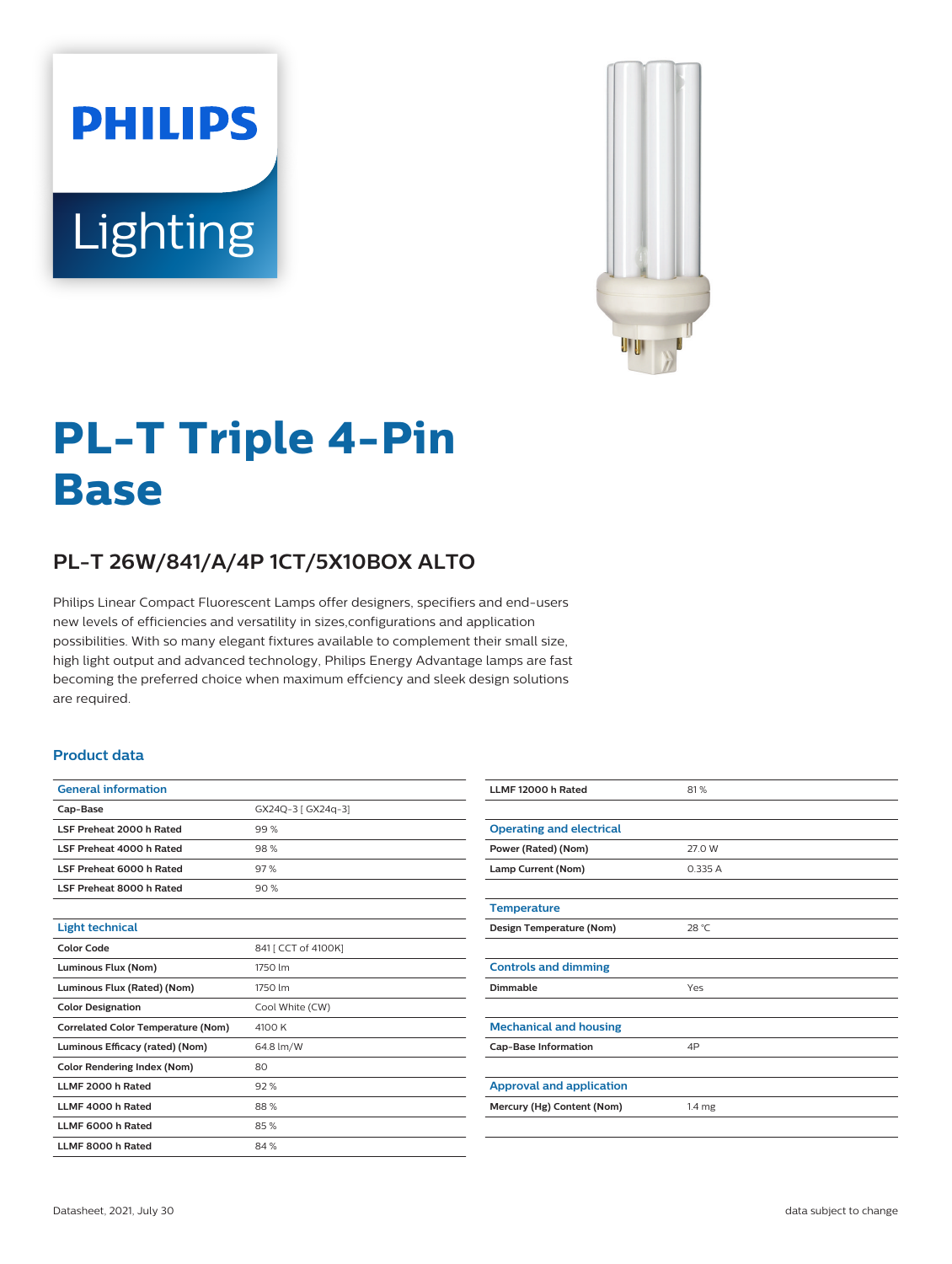# PL-T Triple 4-Pin Base

## PL-T 26W/841/A/4P 1CT/5X10BOX ALTO

Philips Linear Compact Fluorescent Lamps offer designers, specifiers and end-users new levels of efficiencies and versatility in sizes,configurations and application possibilities. With so many elegant fixtures available to complement their small size, high light output and advanced technology, Philips Energy Advantage lamps are fast becoming the preferred choice when maximum effciency and sleek design solutions are required.

### Product data

| General information | |
|---|---|
| Cap-Base | GX24Q-3 [ GX24q-3] |
| LSF Preheat 2000 h Rated | 99 % |
| LSF Preheat 4000 h Rated | 98 % |
| LSF Preheat 6000 h Rated | 97 % |
| LSF Preheat 8000 h Rated | 90 % |

| Light technical | |
|---|---|
| Color Code | 841 [ CCT of 4100K] |
| Luminous Flux (Nom) | 1750 lm |
| Luminous Flux (Rated) (Nom) | 1750 lm |
| Color Designation | Cool White (CW) |
| Correlated Color Temperature (Nom) | 4100 K |
| Luminous Efficacy (rated) (Nom) | 64.8 lm/W |
| Color Rendering Index (Nom) | 80 |
| LLMF 2000 h Rated | 92 % |
| LLMF 4000 h Rated | 88 % |
| LLMF 6000 h Rated | 85 % |
| LLMF 8000 h Rated | 84 % |
| LLMF 12000 h Rated | 81 % |

| Operating and electrical | |
|---|---|
| Power (Rated) (Nom) | 27.0 W |
| Lamp Current (Nom) | 0.335 A |

| Temperature | |
|---|---|
| Design Temperature (Nom) | 28 °C |

| Controls and dimming | |
|---|---|
| Dimmable | Yes |

| Mechanical and housing | |
|---|---|
| Cap-Base Information | 4P |

| Approval and application | |
|---|---|
| Mercury (Hg) Content (Nom) | 1.4 mg |

Datasheet, 2021, July 30 — data subject to change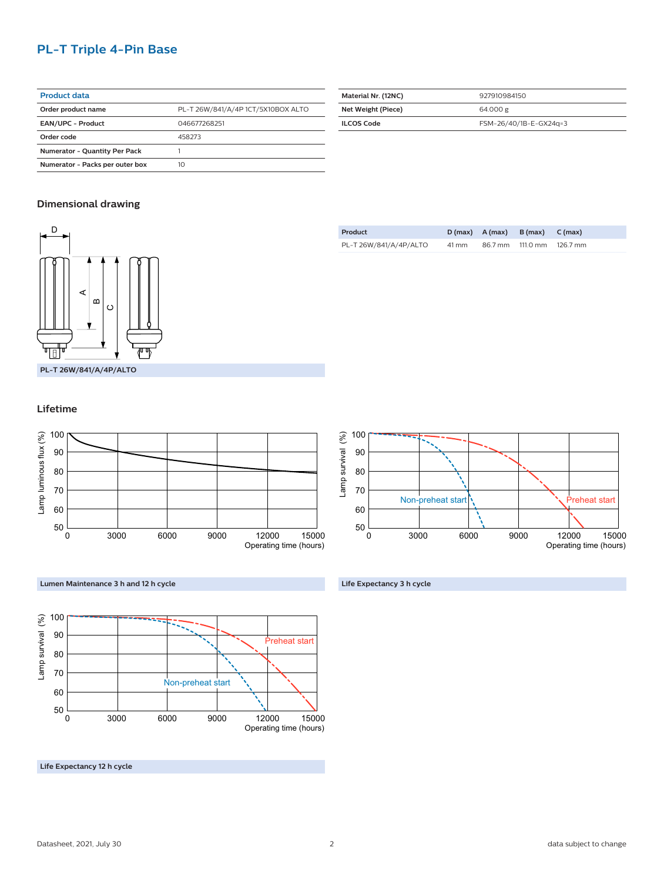# PL-T Triple 4-Pin Base

| Product data | |
|---|---|
| Order product name | PL-T 26W/841/A/4P 1CT/5X10BOX ALTO |
| EAN/UPC - Product | 046677268251 |
| Order code | 458273 |
| Numerator - Quantity Per Pack | 1 |
| Numerator - Packs per outer box | 10 |

| | |
|---|---|
| Material Nr. (12NC) | 927910984150 |
| Net Weight (Piece) | 64.000 g |
| ILCOS Code | FSM-26/40/1B-E-GX24q=3 |

## Dimensional drawing

PL-T 26W/841/A/4P/ALTO

| Product | D (max) | A (max) | B (max) | C (max) |
|---|---|---|---|---|
| PL-T 26W/841/A/4P/ALTO | 41 mm | 86.7 mm | 111.0 mm | 126.7 mm |

## Lifetime

Lumen Maintenance 3 h and 12 h cycle

Life Expectancy 3 h cycle

Life Expectancy 12 h cycle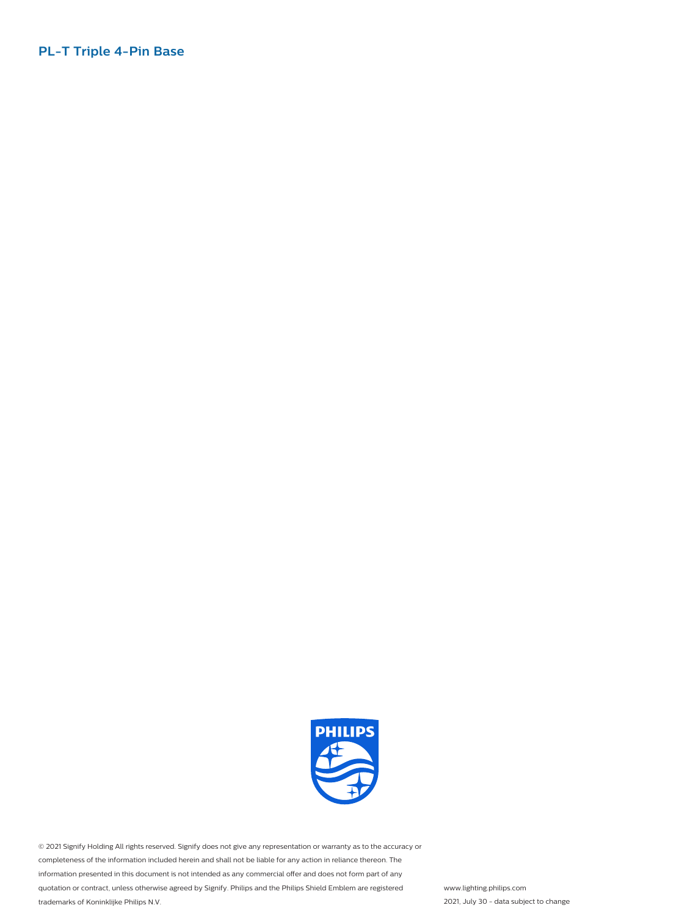© 2021 Signify Holding All rights reserved. Signify does not give any representation or warranty as to the accuracy or completeness of the information included herein and shall not be liable for any action in reliance thereon. The information presented in this document is not intended as any commercial offer and does not form part of any quotation or contract, unless otherwise agreed by Signify. Philips and the Philips Shield Emblem are registered trademarks of Koninklijke Philips N.V.